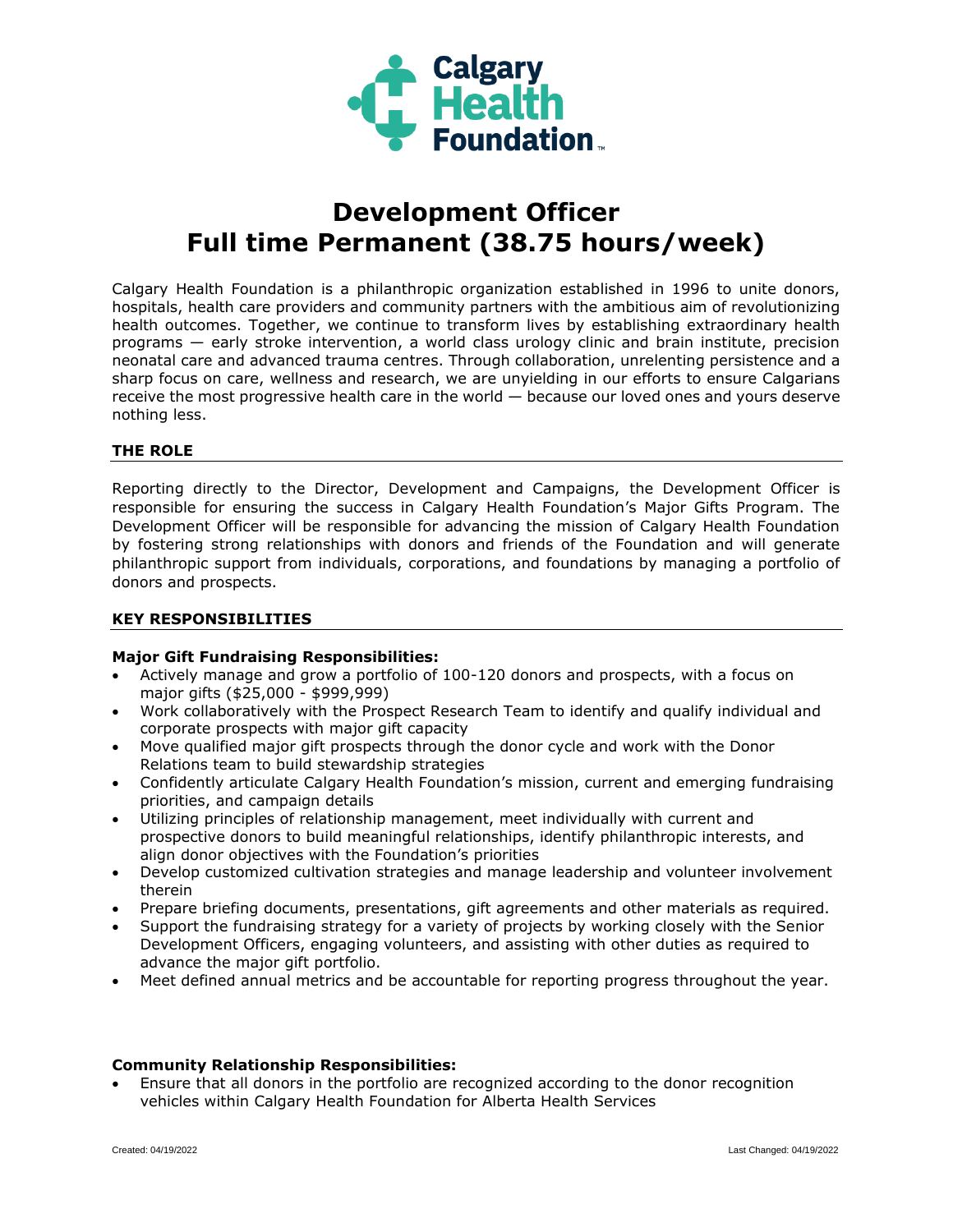Calgary Health Foundation

# Development Officer
# Full time Permanent (38.75 hours/week)

Calgary Health Foundation is a philanthropic organization established in 1996 to unite donors, hospitals, health care providers and community partners with the ambitious aim of revolutionizing health outcomes. Together, we continue to transform lives by establishing extraordinary health programs — early stroke intervention, a world class urology clinic and brain institute, precision neonatal care and advanced trauma centres. Through collaboration, unrelenting persistence and a sharp focus on care, wellness and research, we are unyielding in our efforts to ensure Calgarians receive the most progressive health care in the world — because our loved ones and yours deserve nothing less.

## THE ROLE

Reporting directly to the Director, Development and Campaigns, the Development Officer is responsible for ensuring the success in Calgary Health Foundation's Major Gifts Program. The Development Officer will be responsible for advancing the mission of Calgary Health Foundation by fostering strong relationships with donors and friends of the Foundation and will generate philanthropic support from individuals, corporations, and foundations by managing a portfolio of donors and prospects.

## KEY RESPONSIBILITIES

**Major Gift Fundraising Responsibilities:**

- Actively manage and grow a portfolio of 100-120 donors and prospects, with a focus on major gifts ($25,000 - $999,999)
- Work collaboratively with the Prospect Research Team to identify and qualify individual and corporate prospects with major gift capacity
- Move qualified major gift prospects through the donor cycle and work with the Donor Relations team to build stewardship strategies
- Confidently articulate Calgary Health Foundation's mission, current and emerging fundraising priorities, and campaign details
- Utilizing principles of relationship management, meet individually with current and prospective donors to build meaningful relationships, identify philanthropic interests, and align donor objectives with the Foundation's priorities
- Develop customized cultivation strategies and manage leadership and volunteer involvement therein
- Prepare briefing documents, presentations, gift agreements and other materials as required.
- Support the fundraising strategy for a variety of projects by working closely with the Senior Development Officers, engaging volunteers, and assisting with other duties as required to advance the major gift portfolio.
- Meet defined annual metrics and be accountable for reporting progress throughout the year.

**Community Relationship Responsibilities:**

- Ensure that all donors in the portfolio are recognized according to the donor recognition vehicles within Calgary Health Foundation for Alberta Health Services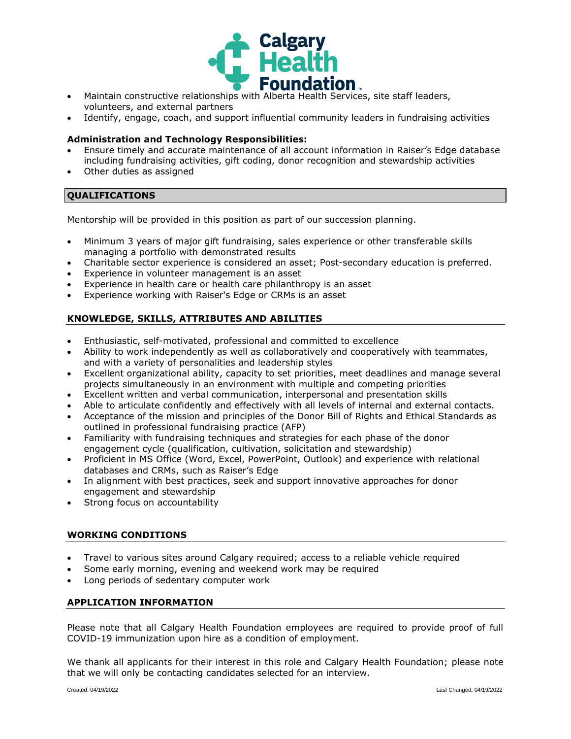- Maintain constructive relationships with Alberta Health Services, site staff leaders, volunteers, and external partners
- Identify, engage, coach, and support influential community leaders in fundraising activities

**Administration and Technology Responsibilities:**

- Ensure timely and accurate maintenance of all account information in Raiser's Edge database including fundraising activities, gift coding, donor recognition and stewardship activities
- Other duties as assigned

## QUALIFICATIONS

Mentorship will be provided in this position as part of our succession planning.

- Minimum 3 years of major gift fundraising, sales experience or other transferable skills managing a portfolio with demonstrated results
- Charitable sector experience is considered an asset; Post-secondary education is preferred.
- Experience in volunteer management is an asset
- Experience in health care or health care philanthropy is an asset
- Experience working with Raiser's Edge or CRMs is an asset

## KNOWLEDGE, SKILLS, ATTRIBUTES AND ABILITIES

- Enthusiastic, self-motivated, professional and committed to excellence
- Ability to work independently as well as collaboratively and cooperatively with teammates, and with a variety of personalities and leadership styles
- Excellent organizational ability, capacity to set priorities, meet deadlines and manage several projects simultaneously in an environment with multiple and competing priorities
- Excellent written and verbal communication, interpersonal and presentation skills
- Able to articulate confidently and effectively with all levels of internal and external contacts.
- Acceptance of the mission and principles of the Donor Bill of Rights and Ethical Standards as outlined in professional fundraising practice (AFP)
- Familiarity with fundraising techniques and strategies for each phase of the donor engagement cycle (qualification, cultivation, solicitation and stewardship)
- Proficient in MS Office (Word, Excel, PowerPoint, Outlook) and experience with relational databases and CRMs, such as Raiser's Edge
- In alignment with best practices, seek and support innovative approaches for donor engagement and stewardship
- Strong focus on accountability

## WORKING CONDITIONS

- Travel to various sites around Calgary required; access to a reliable vehicle required
- Some early morning, evening and weekend work may be required
- Long periods of sedentary computer work

## APPLICATION INFORMATION

Please note that all Calgary Health Foundation employees are required to provide proof of full COVID-19 immunization upon hire as a condition of employment.

We thank all applicants for their interest in this role and Calgary Health Foundation; please note that we will only be contacting candidates selected for an interview.

Created: 04/19/2022 Last Changed: 04/19/2022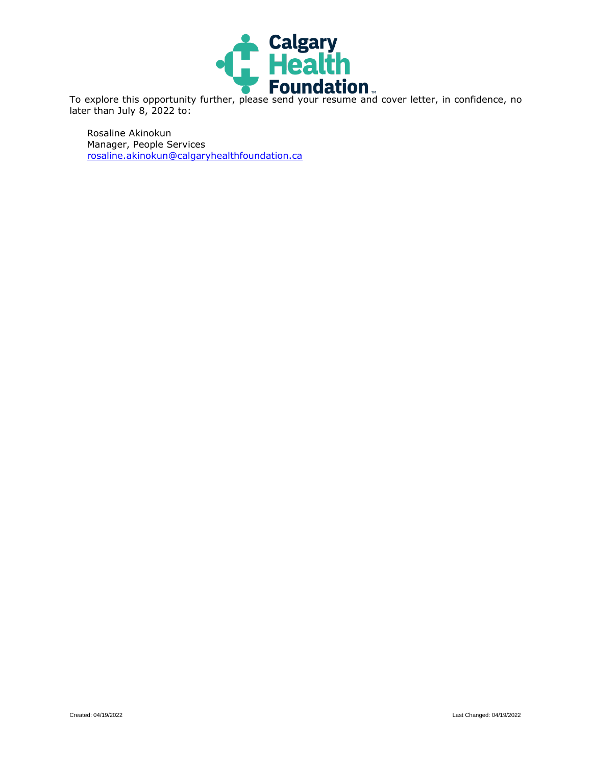To explore this opportunity further, please send your resume and cover letter, in confidence, no later than July 8, 2022 to:

Rosaline Akinokun
Manager, People Services
rosaline.akinokun@calgaryhealthfoundation.ca